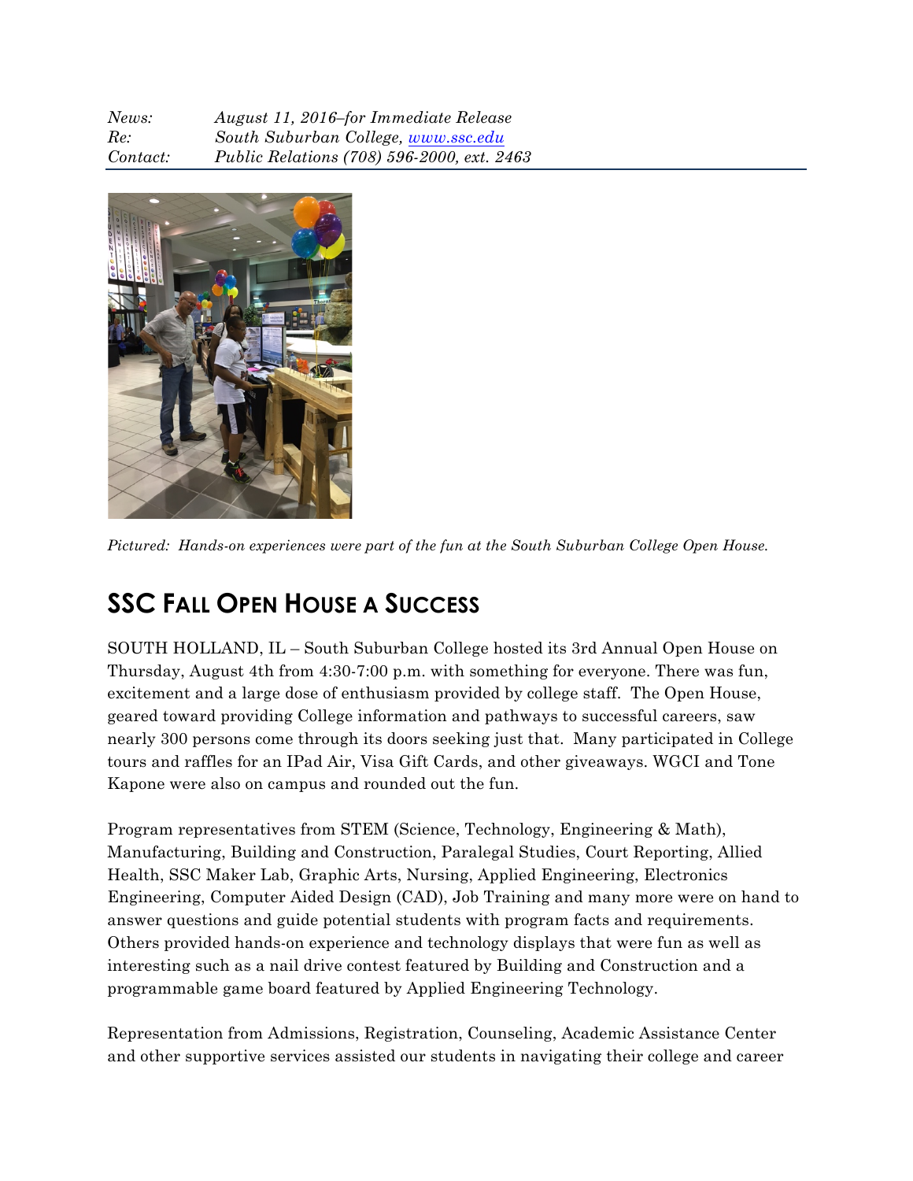*News:* *August 11, 2016–for Immediate Release*
*Re:* *South Suburban College, [www.ssc.edu](http://www.ssc.edu)*
*Contact:* *Public Relations (708) 596-2000, ext. 2463*

*Pictured: Hands-on experiences were part of the fun at the South Suburban College Open House.*

# SSC Fall Open House a Success

SOUTH HOLLAND, IL – South Suburban College hosted its 3rd Annual Open House on Thursday, August 4th from 4:30-7:00 p.m. with something for everyone. There was fun, excitement and a large dose of enthusiasm provided by college staff. The Open House, geared toward providing College information and pathways to successful careers, saw nearly 300 persons come through its doors seeking just that. Many participated in College tours and raffles for an IPad Air, Visa Gift Cards, and other giveaways. WGCI and Tone Kapone were also on campus and rounded out the fun.

Program representatives from STEM (Science, Technology, Engineering & Math), Manufacturing, Building and Construction, Paralegal Studies, Court Reporting, Allied Health, SSC Maker Lab, Graphic Arts, Nursing, Applied Engineering, Electronics Engineering, Computer Aided Design (CAD), Job Training and many more were on hand to answer questions and guide potential students with program facts and requirements. Others provided hands-on experience and technology displays that were fun as well as interesting such as a nail drive contest featured by Building and Construction and a programmable game board featured by Applied Engineering Technology.

Representation from Admissions, Registration, Counseling, Academic Assistance Center and other supportive services assisted our students in navigating their college and career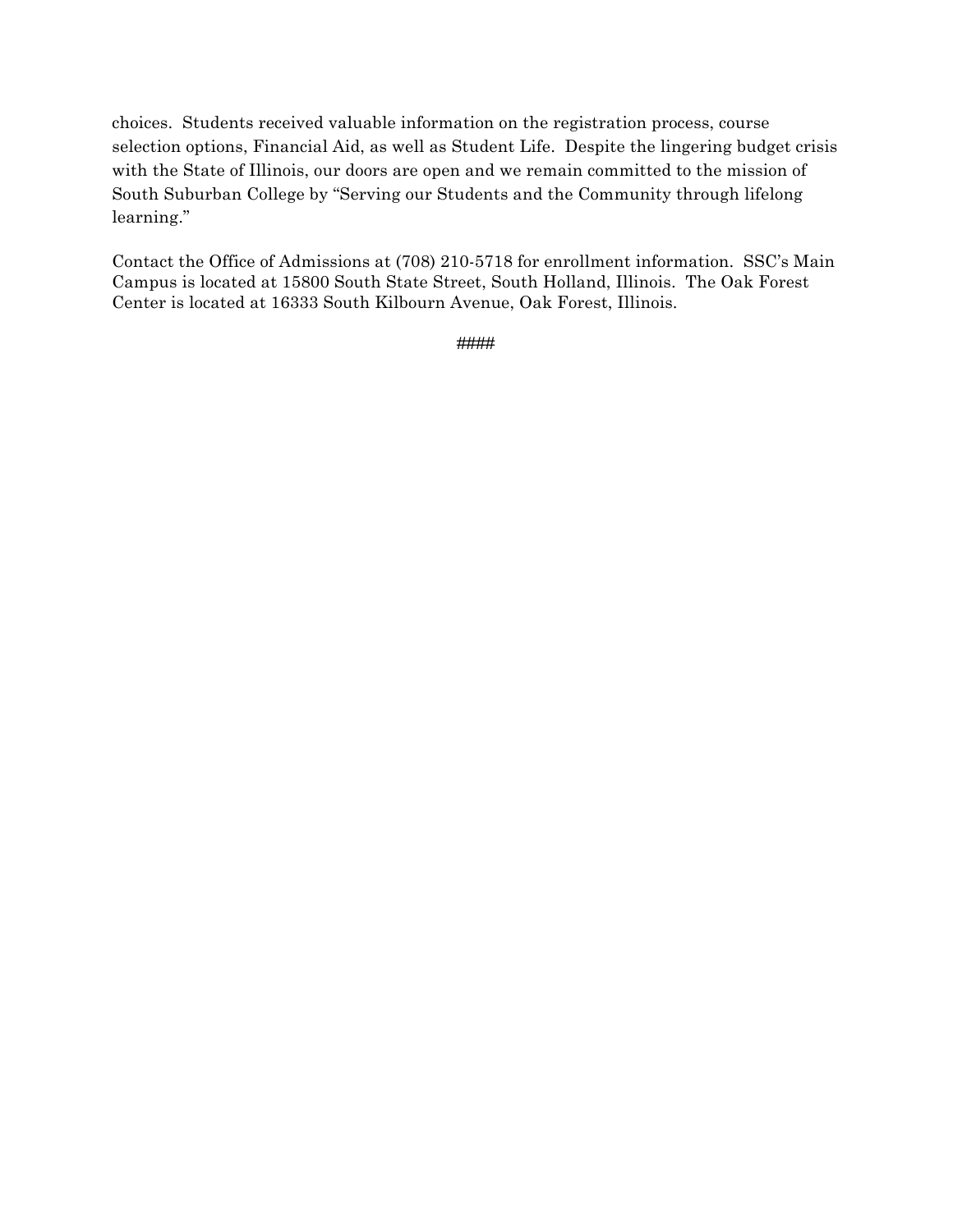choices. Students received valuable information on the registration process, course selection options, Financial Aid, as well as Student Life. Despite the lingering budget crisis with the State of Illinois, our doors are open and we remain committed to the mission of South Suburban College by "Serving our Students and the Community through lifelong learning."

Contact the Office of Admissions at (708) 210-5718 for enrollment information. SSC's Main Campus is located at 15800 South State Street, South Holland, Illinois. The Oak Forest Center is located at 16333 South Kilbourn Avenue, Oak Forest, Illinois.

####